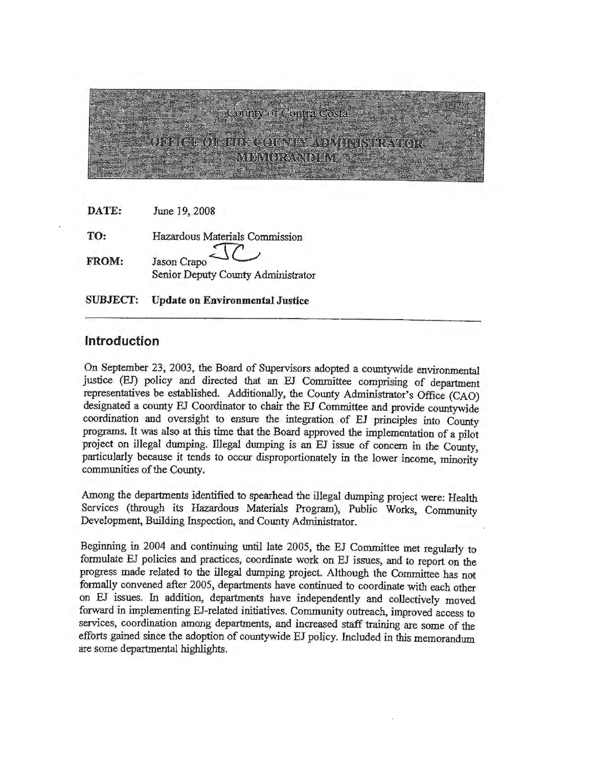County of Contra Costa

# OFFICE OF THE COUNTY ADMINISTRATOR MEMORANDUM

**DATE:** June 19, 2008

**TO:** Hazardous Materials Commission

**FROM:** Jason Crapo
Senior Deputy County Administrator

**SUBJECT: Update on Environmental Justice**

---

## Introduction

On September 23, 2003, the Board of Supervisors adopted a countywide environmental justice (EJ) policy and directed that an EJ Committee comprising of department representatives be established. Additionally, the County Administrator's Office (CAO) designated a county EJ Coordinator to chair the EJ Committee and provide countywide coordination and oversight to ensure the integration of EJ principles into County programs. It was also at this time that the Board approved the implementation of a pilot project on illegal dumping. Illegal dumping is an EJ issue of concern in the County, particularly because it tends to occur disproportionately in the lower income, minority communities of the County.

Among the departments identified to spearhead the illegal dumping project were: Health Services (through its Hazardous Materials Program), Public Works, Community Development, Building Inspection, and County Administrator.

Beginning in 2004 and continuing until late 2005, the EJ Committee met regularly to formulate EJ policies and practices, coordinate work on EJ issues, and to report on the progress made related to the illegal dumping project. Although the Committee has not formally convened after 2005, departments have continued to coordinate with each other on EJ issues. In addition, departments have independently and collectively moved forward in implementing EJ-related initiatives. Community outreach, improved access to services, coordination among departments, and increased staff training are some of the efforts gained since the adoption of countywide EJ policy. Included in this memorandum are some departmental highlights.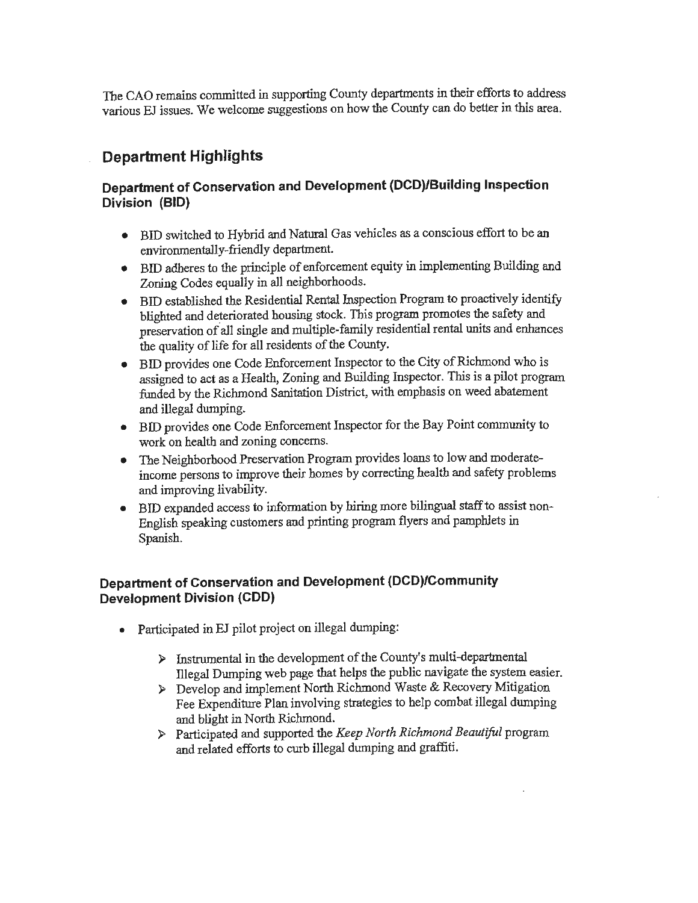The CAO remains committed in supporting County departments in their efforts to address various EJ issues. We welcome suggestions on how the County can do better in this area.

## Department Highlights

### Department of Conservation and Development (DCD)/Building Inspection Division (BID)

- BID switched to Hybrid and Natural Gas vehicles as a conscious effort to be an environmentally-friendly department.
- BID adheres to the principle of enforcement equity in implementing Building and Zoning Codes equally in all neighborhoods.
- BID established the Residential Rental Inspection Program to proactively identify blighted and deteriorated housing stock. This program promotes the safety and preservation of all single and multiple-family residential rental units and enhances the quality of life for all residents of the County.
- BID provides one Code Enforcement Inspector to the City of Richmond who is assigned to act as a Health, Zoning and Building Inspector. This is a pilot program funded by the Richmond Sanitation District, with emphasis on weed abatement and illegal dumping.
- BID provides one Code Enforcement Inspector for the Bay Point community to work on health and zoning concerns.
- The Neighborhood Preservation Program provides loans to low and moderate-income persons to improve their homes by correcting health and safety problems and improving livability.
- BID expanded access to information by hiring more bilingual staff to assist non-English speaking customers and printing program flyers and pamphlets in Spanish.

### Department of Conservation and Development (DCD)/Community Development Division (CDD)

- Participated in EJ pilot project on illegal dumping:
  - Instrumental in the development of the County's multi-departmental Illegal Dumping web page that helps the public navigate the system easier.
  - Develop and implement North Richmond Waste & Recovery Mitigation Fee Expenditure Plan involving strategies to help combat illegal dumping and blight in North Richmond.
  - Participated and supported the *Keep North Richmond Beautiful* program and related efforts to curb illegal dumping and graffiti.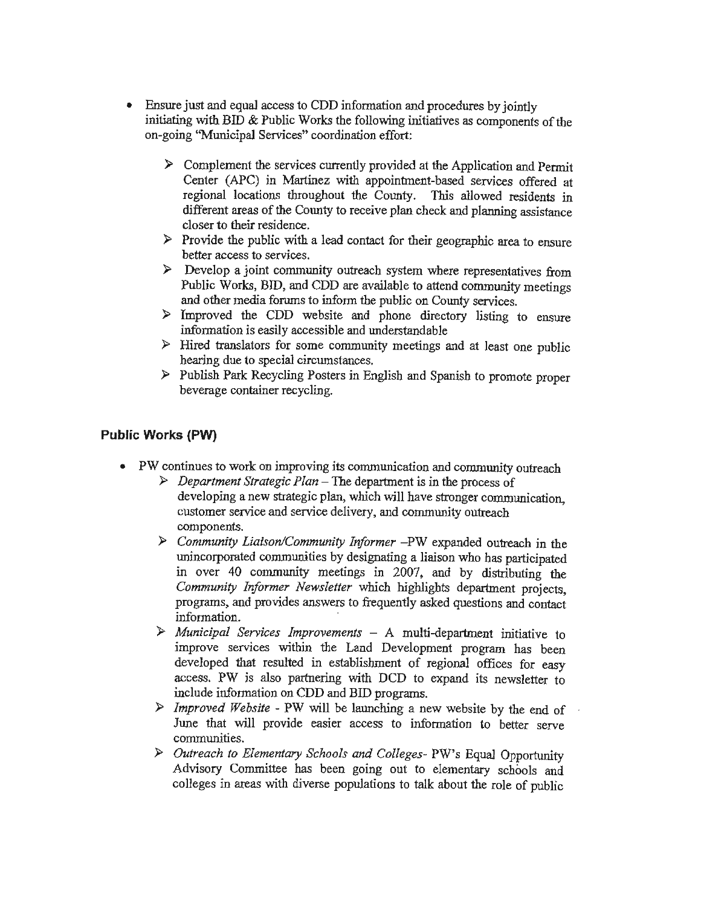- Ensure just and equal access to CDD information and procedures by jointly initiating with BID & Public Works the following initiatives as components of the on-going "Municipal Services" coordination effort:

    - Complement the services currently provided at the Application and Permit Center (APC) in Martinez with appointment-based services offered at regional locations throughout the County. This allowed residents in different areas of the County to receive plan check and planning assistance closer to their residence.
    - Provide the public with a lead contact for their geographic area to ensure better access to services.
    - Develop a joint community outreach system where representatives from Public Works, BID, and CDD are available to attend community meetings and other media forums to inform the public on County services.
    - Improved the CDD website and phone directory listing to ensure information is easily accessible and understandable
    - Hired translators for some community meetings and at least one public hearing due to special circumstances.
    - Publish Park Recycling Posters in English and Spanish to promote proper beverage container recycling.

### Public Works (PW)

- PW continues to work on improving its communication and community outreach
    - *Department Strategic Plan* – The department is in the process of developing a new strategic plan, which will have stronger communication, customer service and service delivery, and community outreach components.
    - *Community Liaison/Community Informer* –PW expanded outreach in the unincorporated communities by designating a liaison who has participated in over 40 community meetings in 2007, and by distributing the *Community Informer Newsletter* which highlights department projects, programs, and provides answers to frequently asked questions and contact information.
    - *Municipal Services Improvements* – A multi-department initiative to improve services within the Land Development program has been developed that resulted in establishment of regional offices for easy access. PW is also partnering with DCD to expand its newsletter to include information on CDD and BID programs.
    - *Improved Website* - PW will be launching a new website by the end of June that will provide easier access to information to better serve communities.
    - *Outreach to Elementary Schools and Colleges*- PW's Equal Opportunity Advisory Committee has been going out to elementary schools and colleges in areas with diverse populations to talk about the role of public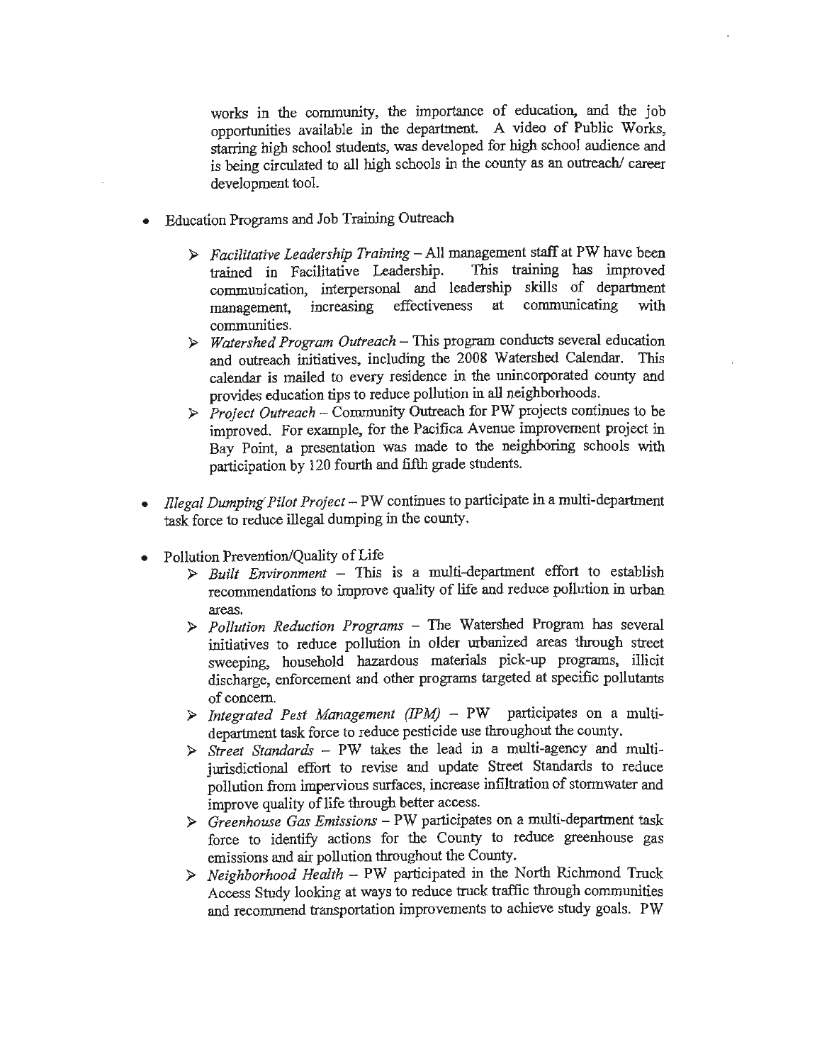works in the community, the importance of education, and the job opportunities available in the department. A video of Public Works, starring high school students, was developed for high school audience and is being circulated to all high schools in the county as an outreach/ career development tool.

- Education Programs and Job Training Outreach
  - *Facilitative Leadership Training* – All management staff at PW have been trained in Facilitative Leadership. This training has improved communication, interpersonal and leadership skills of department management, increasing effectiveness at communicating with communities.
  - *Watershed Program Outreach* – This program conducts several education and outreach initiatives, including the 2008 Watershed Calendar. This calendar is mailed to every residence in the unincorporated county and provides education tips to reduce pollution in all neighborhoods.
  - *Project Outreach* – Community Outreach for PW projects continues to be improved. For example, for the Pacifica Avenue improvement project in Bay Point, a presentation was made to the neighboring schools with participation by 120 fourth and fifth grade students.

- *Illegal Dumping Pilot Project* – PW continues to participate in a multi-department task force to reduce illegal dumping in the county.

- Pollution Prevention/Quality of Life
  - *Built Environment* – This is a multi-department effort to establish recommendations to improve quality of life and reduce pollution in urban areas.
  - *Pollution Reduction Programs* – The Watershed Program has several initiatives to reduce pollution in older urbanized areas through street sweeping, household hazardous materials pick-up programs, illicit discharge, enforcement and other programs targeted at specific pollutants of concern.
  - *Integrated Pest Management (IPM)* – PW participates on a multi-department task force to reduce pesticide use throughout the county.
  - *Street Standards* – PW takes the lead in a multi-agency and multi-jurisdictional effort to revise and update Street Standards to reduce pollution from impervious surfaces, increase infiltration of stormwater and improve quality of life through better access.
  - *Greenhouse Gas Emissions* – PW participates on a multi-department task force to identify actions for the County to reduce greenhouse gas emissions and air pollution throughout the County.
  - *Neighborhood Health* – PW participated in the North Richmond Truck Access Study looking at ways to reduce truck traffic through communities and recommend transportation improvements to achieve study goals. PW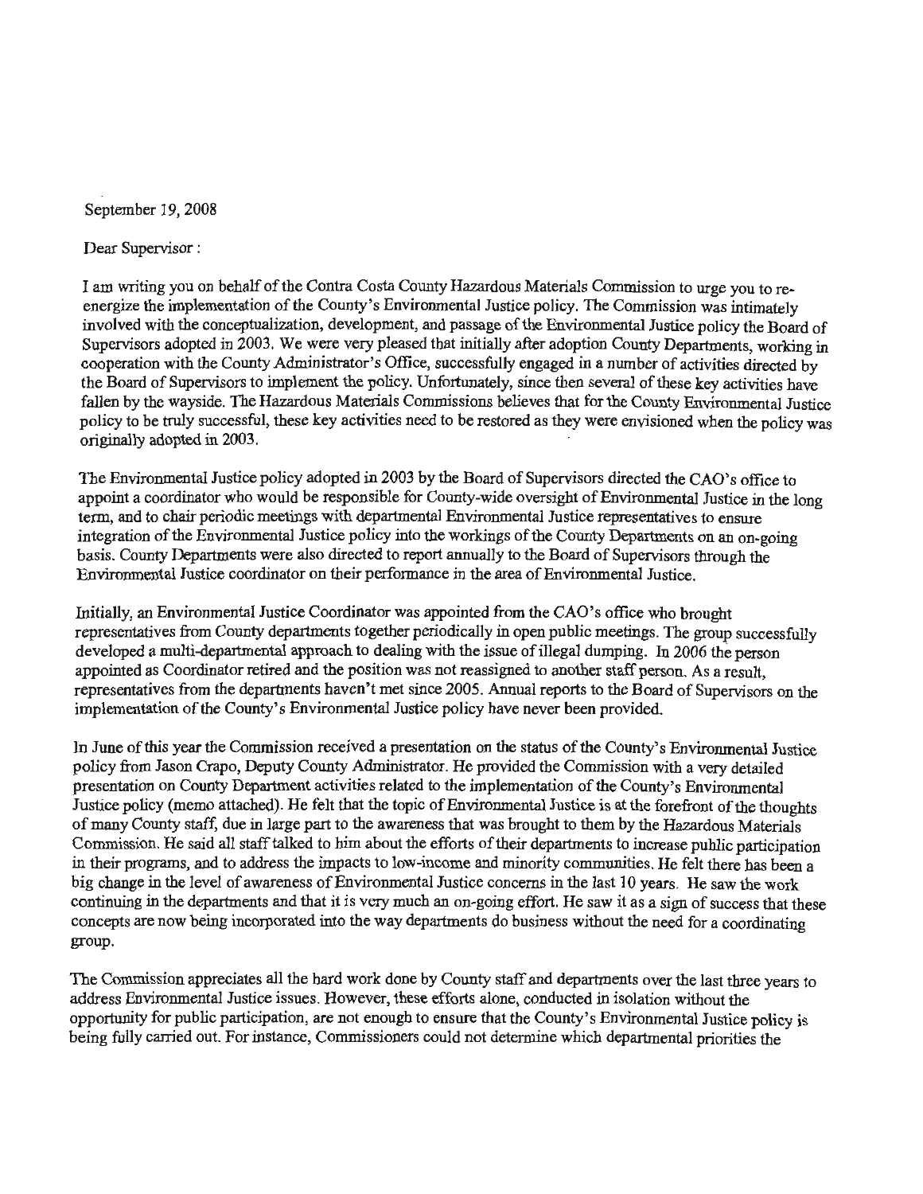September 19, 2008

Dear Supervisor :

I am writing you on behalf of the Contra Costa County Hazardous Materials Commission to urge you to re-energize the implementation of the County's Environmental Justice policy. The Commission was intimately involved with the conceptualization, development, and passage of the Environmental Justice policy the Board of Supervisors adopted in 2003. We were very pleased that initially after adoption County Departments, working in cooperation with the County Administrator's Office, successfully engaged in a number of activities directed by the Board of Supervisors to implement the policy. Unfortunately, since then several of these key activities have fallen by the wayside. The Hazardous Materials Commissions believes that for the County Environmental Justice policy to be truly successful, these key activities need to be restored as they were envisioned when the policy was originally adopted in 2003.

The Environmental Justice policy adopted in 2003 by the Board of Supervisors directed the CAO's office to appoint a coordinator who would be responsible for County-wide oversight of Environmental Justice in the long term, and to chair periodic meetings with departmental Environmental Justice representatives to ensure integration of the Environmental Justice policy into the workings of the County Departments on an on-going basis. County Departments were also directed to report annually to the Board of Supervisors through the Environmental Justice coordinator on their performance in the area of Environmental Justice.

Initially, an Environmental Justice Coordinator was appointed from the CAO's office who brought representatives from County departments together periodically in open public meetings. The group successfully developed a multi-departmental approach to dealing with the issue of illegal dumping. In 2006 the person appointed as Coordinator retired and the position was not reassigned to another staff person. As a result, representatives from the departments haven't met since 2005. Annual reports to the Board of Supervisors on the implementation of the County's Environmental Justice policy have never been provided.

In June of this year the Commission received a presentation on the status of the County's Environmental Justice policy from Jason Crapo, Deputy County Administrator. He provided the Commission with a very detailed presentation on County Department activities related to the implementation of the County's Environmental Justice policy (memo attached). He felt that the topic of Environmental Justice is at the forefront of the thoughts of many County staff, due in large part to the awareness that was brought to them by the Hazardous Materials Commission. He said all staff talked to him about the efforts of their departments to increase public participation in their programs, and to address the impacts to low-income and minority communities. He felt there has been a big change in the level of awareness of Environmental Justice concerns in the last 10 years. He saw the work continuing in the departments and that it is very much an on-going effort. He saw it as a sign of success that these concepts are now being incorporated into the way departments do business without the need for a coordinating group.

The Commission appreciates all the hard work done by County staff and departments over the last three years to address Environmental Justice issues. However, these efforts alone, conducted in isolation without the opportunity for public participation, are not enough to ensure that the County's Environmental Justice policy is being fully carried out. For instance, Commissioners could not determine which departmental priorities the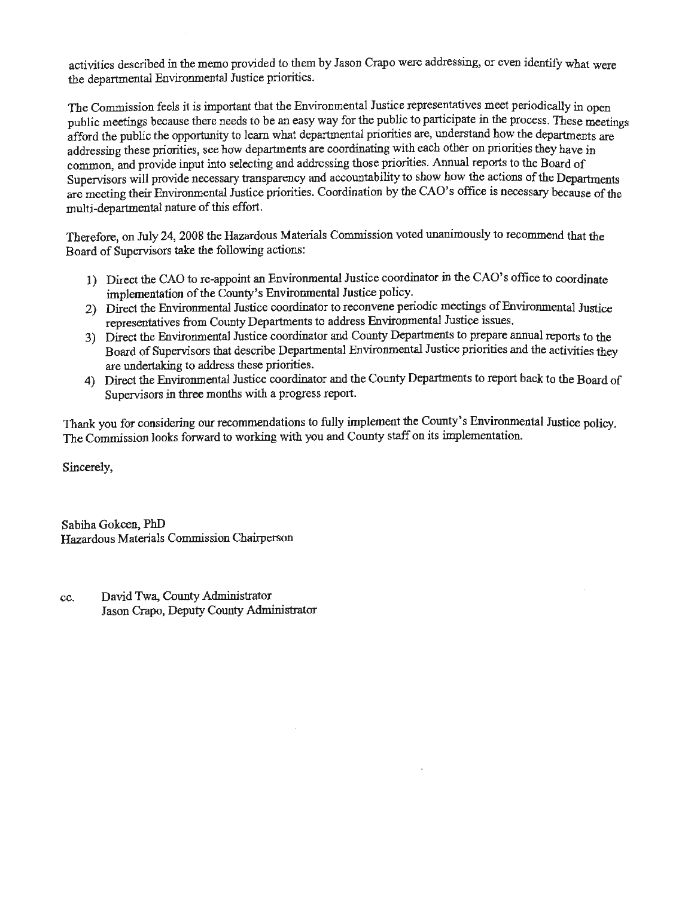activities described in the memo provided to them by Jason Crapo were addressing, or even identify what were the departmental Environmental Justice priorities.

The Commission feels it is important that the Environmental Justice representatives meet periodically in open public meetings because there needs to be an easy way for the public to participate in the process. These meetings afford the public the opportunity to learn what departmental priorities are, understand how the departments are addressing these priorities, see how departments are coordinating with each other on priorities they have in common, and provide input into selecting and addressing those priorities. Annual reports to the Board of Supervisors will provide necessary transparency and accountability to show how the actions of the Departments are meeting their Environmental Justice priorities. Coordination by the CAO's office is necessary because of the multi-departmental nature of this effort.

Therefore, on July 24, 2008 the Hazardous Materials Commission voted unanimously to recommend that the Board of Supervisors take the following actions:

1) Direct the CAO to re-appoint an Environmental Justice coordinator in the CAO's office to coordinate implementation of the County's Environmental Justice policy.
2) Direct the Environmental Justice coordinator to reconvene periodic meetings of Environmental Justice representatives from County Departments to address Environmental Justice issues.
3) Direct the Environmental Justice coordinator and County Departments to prepare annual reports to the Board of Supervisors that describe Departmental Environmental Justice priorities and the activities they are undertaking to address these priorities.
4) Direct the Environmental Justice coordinator and the County Departments to report back to the Board of Supervisors in three months with a progress report.

Thank you for considering our recommendations to fully implement the County's Environmental Justice policy. The Commission looks forward to working with you and County staff on its implementation.

Sincerely,

Sabiha Gokcen, PhD
Hazardous Materials Commission Chairperson

cc. David Twa, County Administrator
Jason Crapo, Deputy County Administrator